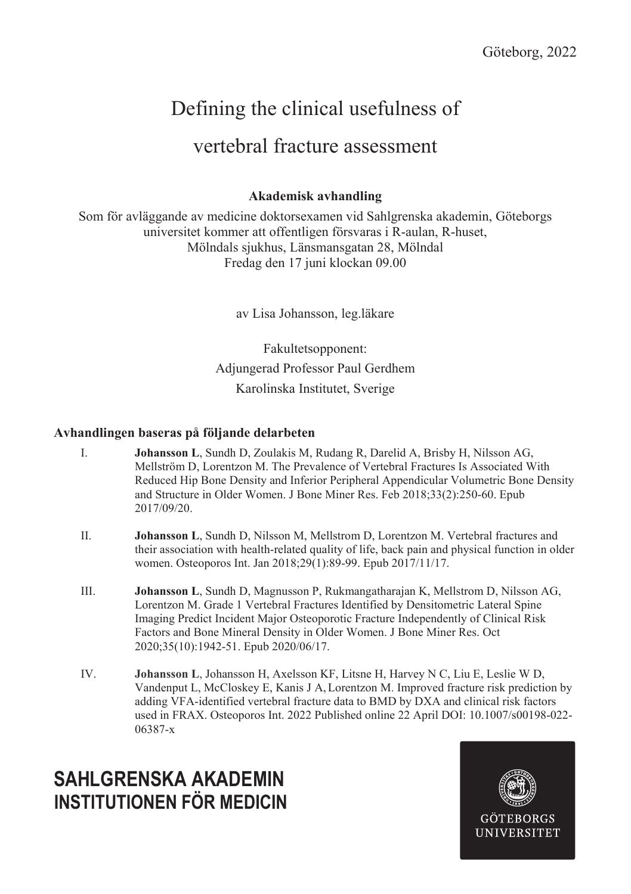Göteborg, 2022

# Defining the clinical usefulness of vertebral fracture assessment

**Akademisk avhandling**

Som för avläggande av medicine doktorsexamen vid Sahlgrenska akademin, Göteborgs universitet kommer att offentligen försvaras i R-aulan, R-huset, Mölndals sjukhus, Länsmansgatan 28, Mölndal
Fredag den 17 juni klockan 09.00

av Lisa Johansson, leg.läkare

Fakultetsopponent:
Adjungerad Professor Paul Gerdhem
Karolinska Institutet, Sverige

**Avhandlingen baseras på följande delarbeten**

I. **Johansson L**, Sundh D, Zoulakis M, Rudang R, Darelid A, Brisby H, Nilsson AG, Mellström D, Lorentzon M. The Prevalence of Vertebral Fractures Is Associated With Reduced Hip Bone Density and Inferior Peripheral Appendicular Volumetric Bone Density and Structure in Older Women. J Bone Miner Res. Feb 2018;33(2):250-60. Epub 2017/09/20.

II. **Johansson L**, Sundh D, Nilsson M, Mellstrom D, Lorentzon M. Vertebral fractures and their association with health-related quality of life, back pain and physical function in older women. Osteoporos Int. Jan 2018;29(1):89-99. Epub 2017/11/17.

III. **Johansson L**, Sundh D, Magnusson P, Rukmangatharajan K, Mellstrom D, Nilsson AG, Lorentzon M. Grade 1 Vertebral Fractures Identified by Densitometric Lateral Spine Imaging Predict Incident Major Osteoporotic Fracture Independently of Clinical Risk Factors and Bone Mineral Density in Older Women. J Bone Miner Res. Oct 2020;35(10):1942-51. Epub 2020/06/17.

IV. **Johansson L**, Johansson H, Axelsson KF, Litsne H, Harvey N C, Liu E, Leslie W D, Vandenput L, McCloskey E, Kanis J A, Lorentzon M. Improved fracture risk prediction by adding VFA-identified vertebral fracture data to BMD by DXA and clinical risk factors used in FRAX. Osteoporos Int. 2022 Published online 22 April DOI: 10.1007/s00198-022-06387-x

**SAHLGRENSKA AKADEMIN**
**INSTITUTIONEN FÖR MEDICIN**

GÖTEBORGS UNIVERSITET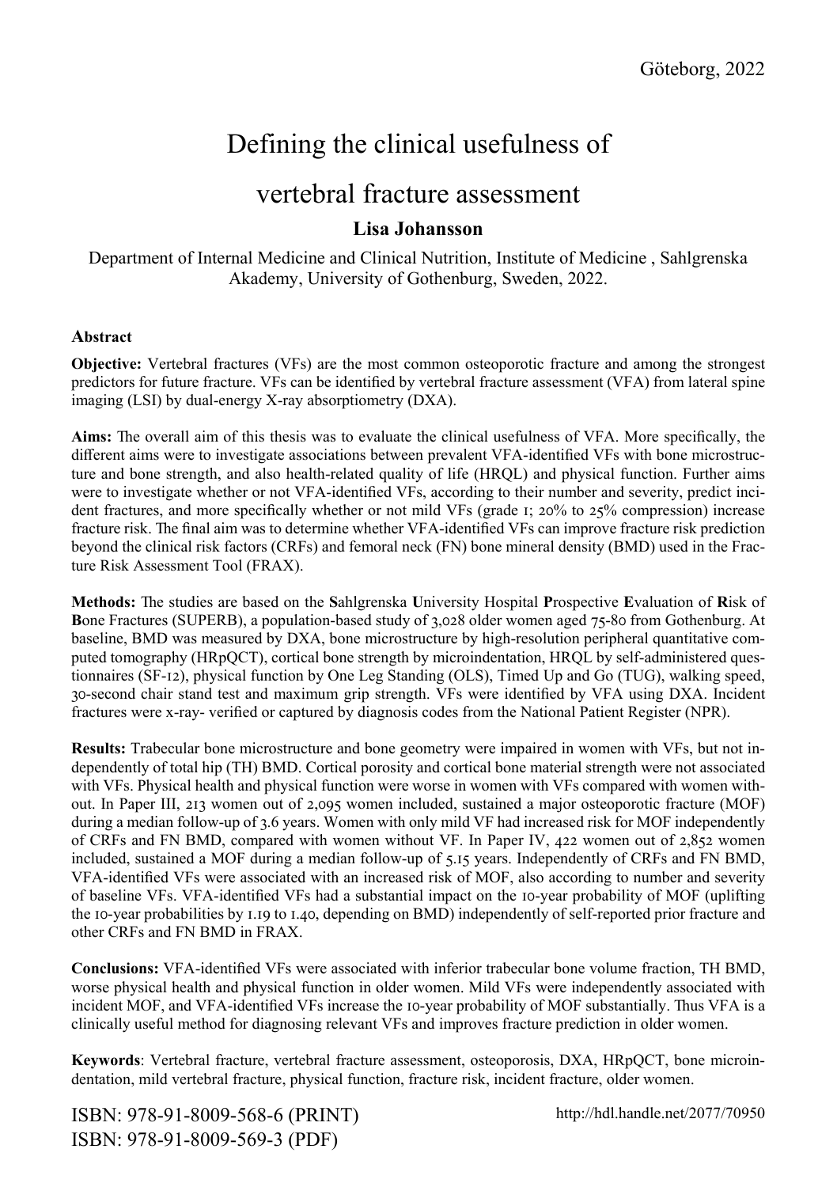Göteborg, 2022

# Defining the clinical usefulness of vertebral fracture assessment

**Lisa Johansson**

Department of Internal Medicine and Clinical Nutrition, Institute of Medicine , Sahlgrenska Akademy, University of Gothenburg, Sweden, 2022.

### Abstract

**Objective:** Vertebral fractures (VFs) are the most common osteoporotic fracture and among the strongest predictors for future fracture. VFs can be identified by vertebral fracture assessment (VFA) from lateral spine imaging (LSI) by dual-energy X-ray absorptiometry (DXA).

**Aims:** The overall aim of this thesis was to evaluate the clinical usefulness of VFA. More specifically, the different aims were to investigate associations between prevalent VFA-identified VFs with bone microstructure and bone strength, and also health-related quality of life (HRQL) and physical function. Further aims were to investigate whether or not VFA-identified VFs, according to their number and severity, predict incident fractures, and more specifically whether or not mild VFs (grade 1; 20% to 25% compression) increase fracture risk. The final aim was to determine whether VFA-identified VFs can improve fracture risk prediction beyond the clinical risk factors (CRFs) and femoral neck (FN) bone mineral density (BMD) used in the Fracture Risk Assessment Tool (FRAX).

**Methods:** The studies are based on the **S**ahlgrenska **U**niversity Hospital **P**rospective **E**valuation of **R**isk of **B**one Fractures (SUPERB), a population-based study of 3,028 older women aged 75-80 from Gothenburg. At baseline, BMD was measured by DXA, bone microstructure by high-resolution peripheral quantitative computed tomography (HRpQCT), cortical bone strength by microindentation, HRQL by self-administered questionnaires (SF-12), physical function by One Leg Standing (OLS), Timed Up and Go (TUG), walking speed, 30-second chair stand test and maximum grip strength. VFs were identified by VFA using DXA. Incident fractures were x-ray- verified or captured by diagnosis codes from the National Patient Register (NPR).

**Results:** Trabecular bone microstructure and bone geometry were impaired in women with VFs, but not independently of total hip (TH) BMD. Cortical porosity and cortical bone material strength were not associated with VFs. Physical health and physical function were worse in women with VFs compared with women without. In Paper III, 213 women out of 2,095 women included, sustained a major osteoporotic fracture (MOF) during a median follow-up of 3.6 years. Women with only mild VF had increased risk for MOF independently of CRFs and FN BMD, compared with women without VF. In Paper IV, 422 women out of 2,852 women included, sustained a MOF during a median follow-up of 5.15 years. Independently of CRFs and FN BMD, VFA-identified VFs were associated with an increased risk of MOF, also according to number and severity of baseline VFs. VFA-identified VFs had a substantial impact on the 10-year probability of MOF (uplifting the 10-year probabilities by 1.19 to 1.40, depending on BMD) independently of self-reported prior fracture and other CRFs and FN BMD in FRAX.

**Conclusions:** VFA-identified VFs were associated with inferior trabecular bone volume fraction, TH BMD, worse physical health and physical function in older women. Mild VFs were independently associated with incident MOF, and VFA-identified VFs increase the 10-year probability of MOF substantially. Thus VFA is a clinically useful method for diagnosing relevant VFs and improves fracture prediction in older women.

**Keywords**: Vertebral fracture, vertebral fracture assessment, osteoporosis, DXA, HRpQCT, bone microindentation, mild vertebral fracture, physical function, fracture risk, incident fracture, older women.

ISBN: 978-91-8009-568-6 (PRINT)
ISBN: 978-91-8009-569-3 (PDF)

http://hdl.handle.net/2077/70950